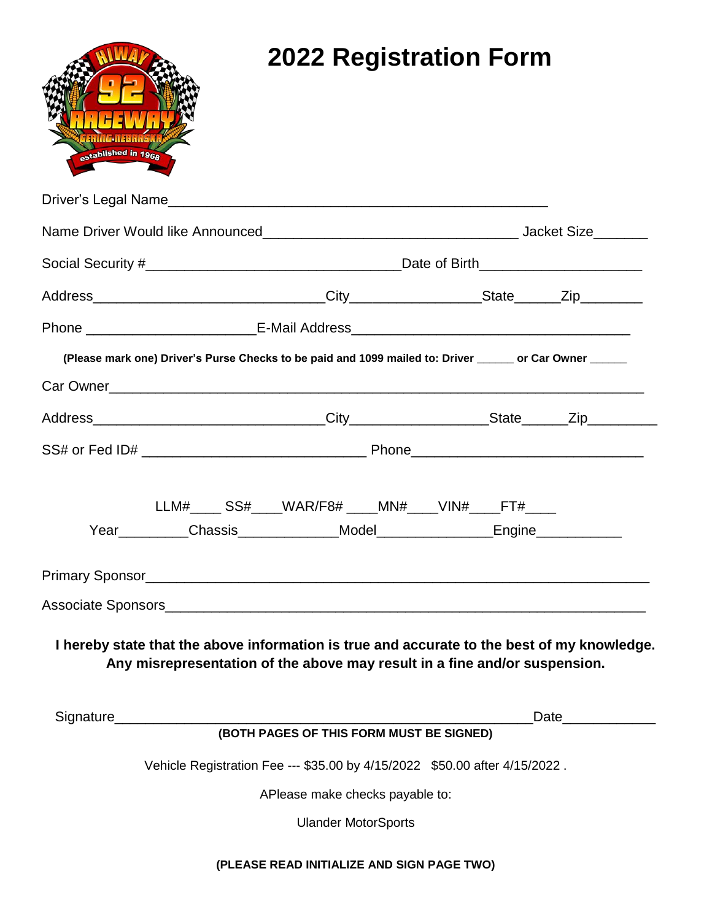# 2022 Registration Form

Driver's Legal Name_______________________________________________

Name Driver Would like Announced________________________________ Jacket Size_______

Social Security #________________________________Date of Birth____________________

Address_____________________________City________________State______Zip________

Phone _____________________E-Mail Address___________________________________

**(Please mark one) Driver's Purse Checks to be paid and 1099 mailed to: Driver ______ or Car Owner ______**

Car Owner____________________________________________________________________

Address_____________________________City_________________State______Zip_________

SS# or Fed ID# ____________________________ Phone_____________________________

LLM#____ SS#____WAR/F8# ____MN#____VIN#____FT#____

Year_________Chassis_____________Model_______________Engine___________

Primary Sponsor________________________________________________________________

Associate Sponsors______________________________________________________________

**I hereby state that the above information is true and accurate to the best of my knowledge. Any misrepresentation of the above may result in a fine and/or suspension.**

Signature____________________________________________________Date____________

**(BOTH PAGES OF THIS FORM MUST BE SIGNED)**

Vehicle Registration Fee --- $35.00 by 4/15/2022 $50.00 after 4/15/2022 .

APlease make checks payable to:

Ulander MotorSports

**(PLEASE READ INITIALIZE AND SIGN PAGE TWO)**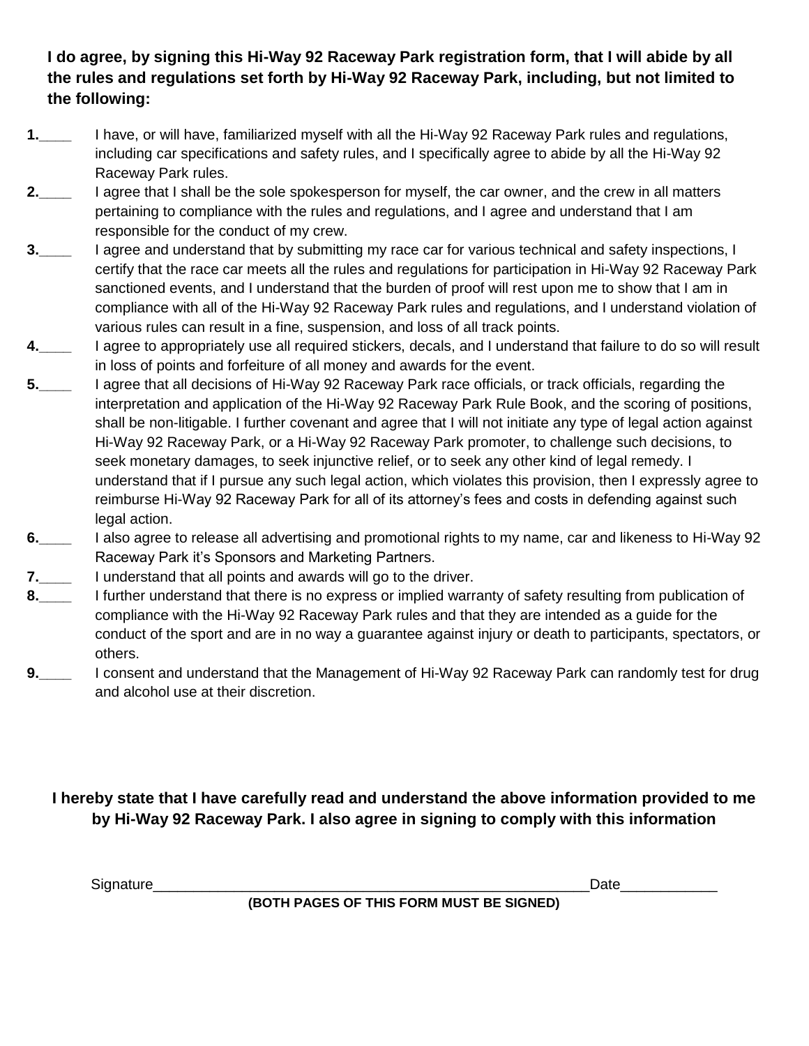**I do agree, by signing this Hi-Way 92 Raceway Park registration form, that I will abide by all the rules and regulations set forth by Hi-Way 92 Raceway Park, including, but not limited to the following:**

**1.**____ I have, or will have, familiarized myself with all the Hi-Way 92 Raceway Park rules and regulations, including car specifications and safety rules, and I specifically agree to abide by all the Hi-Way 92 Raceway Park rules.

**2.**____ I agree that I shall be the sole spokesperson for myself, the car owner, and the crew in all matters pertaining to compliance with the rules and regulations, and I agree and understand that I am responsible for the conduct of my crew.

**3.**____ I agree and understand that by submitting my race car for various technical and safety inspections, I certify that the race car meets all the rules and regulations for participation in Hi-Way 92 Raceway Park sanctioned events, and I understand that the burden of proof will rest upon me to show that I am in compliance with all of the Hi-Way 92 Raceway Park rules and regulations, and I understand violation of various rules can result in a fine, suspension, and loss of all track points.

**4.**____ I agree to appropriately use all required stickers, decals, and I understand that failure to do so will result in loss of points and forfeiture of all money and awards for the event.

**5.**____ I agree that all decisions of Hi-Way 92 Raceway Park race officials, or track officials, regarding the interpretation and application of the Hi-Way 92 Raceway Park Rule Book, and the scoring of positions, shall be non-litigable. I further covenant and agree that I will not initiate any type of legal action against Hi-Way 92 Raceway Park, or a Hi-Way 92 Raceway Park promoter, to challenge such decisions, to seek monetary damages, to seek injunctive relief, or to seek any other kind of legal remedy. I understand that if I pursue any such legal action, which violates this provision, then I expressly agree to reimburse Hi-Way 92 Raceway Park for all of its attorney's fees and costs in defending against such legal action.

**6.**____ I also agree to release all advertising and promotional rights to my name, car and likeness to Hi-Way 92 Raceway Park it's Sponsors and Marketing Partners.

**7.**____ I understand that all points and awards will go to the driver.

**8.**____ I further understand that there is no express or implied warranty of safety resulting from publication of compliance with the Hi-Way 92 Raceway Park rules and that they are intended as a guide for the conduct of the sport and are in no way a guarantee against injury or death to participants, spectators, or others.

**9.**____ I consent and understand that the Management of Hi-Way 92 Raceway Park can randomly test for drug and alcohol use at their discretion.

**I hereby state that I have carefully read and understand the above information provided to me by Hi-Way 92 Raceway Park. I also agree in signing to comply with this information**

Signature__________________________________________________________Date____________

**(BOTH PAGES OF THIS FORM MUST BE SIGNED)**